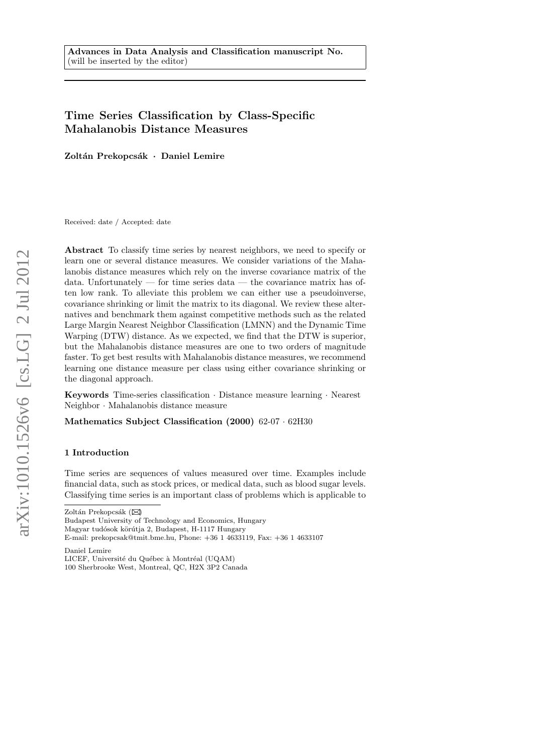Advances in Data Analysis and Classification manuscript No.
(will be inserted by the editor)

# Time Series Classification by Class-Specific Mahalanobis Distance Measures

**Zoltán Prekopcsák · Daniel Lemire**

Received: date / Accepted: date

**Abstract** To classify time series by nearest neighbors, we need to specify or learn one or several distance measures. We consider variations of the Mahalanobis distance measures which rely on the inverse covariance matrix of the data. Unfortunately — for time series data — the covariance matrix has often low rank. To alleviate this problem we can either use a pseudoinverse, covariance shrinking or limit the matrix to its diagonal. We review these alternatives and benchmark them against competitive methods such as the related Large Margin Nearest Neighbor Classification (LMNN) and the Dynamic Time Warping (DTW) distance. As we expected, we find that the DTW is superior, but the Mahalanobis distance measures are one to two orders of magnitude faster. To get best results with Mahalanobis distance measures, we recommend learning one distance measure per class using either covariance shrinking or the diagonal approach.

**Keywords** Time-series classification · Distance measure learning · Nearest Neighbor · Mahalanobis distance measure

**Mathematics Subject Classification (2000)** 62-07 · 62H30

## 1 Introduction

Time series are sequences of values measured over time. Examples include financial data, such as stock prices, or medical data, such as blood sugar levels. Classifying time series is an important class of problems which is applicable to

---

Zoltán Prekopcsák (✉)
Budapest University of Technology and Economics, Hungary
Magyar tudósok körútja 2, Budapest, H-1117 Hungary
E-mail: prekopcsak@tmit.bme.hu, Phone: +36 1 4633119, Fax: +36 1 4633107

Daniel Lemire
LICEF, Université du Québec à Montréal (UQAM)
100 Sherbrooke West, Montreal, QC, H2X 3P2 Canada

arXiv:1010.1526v6 [cs.LG] 2 Jul 2012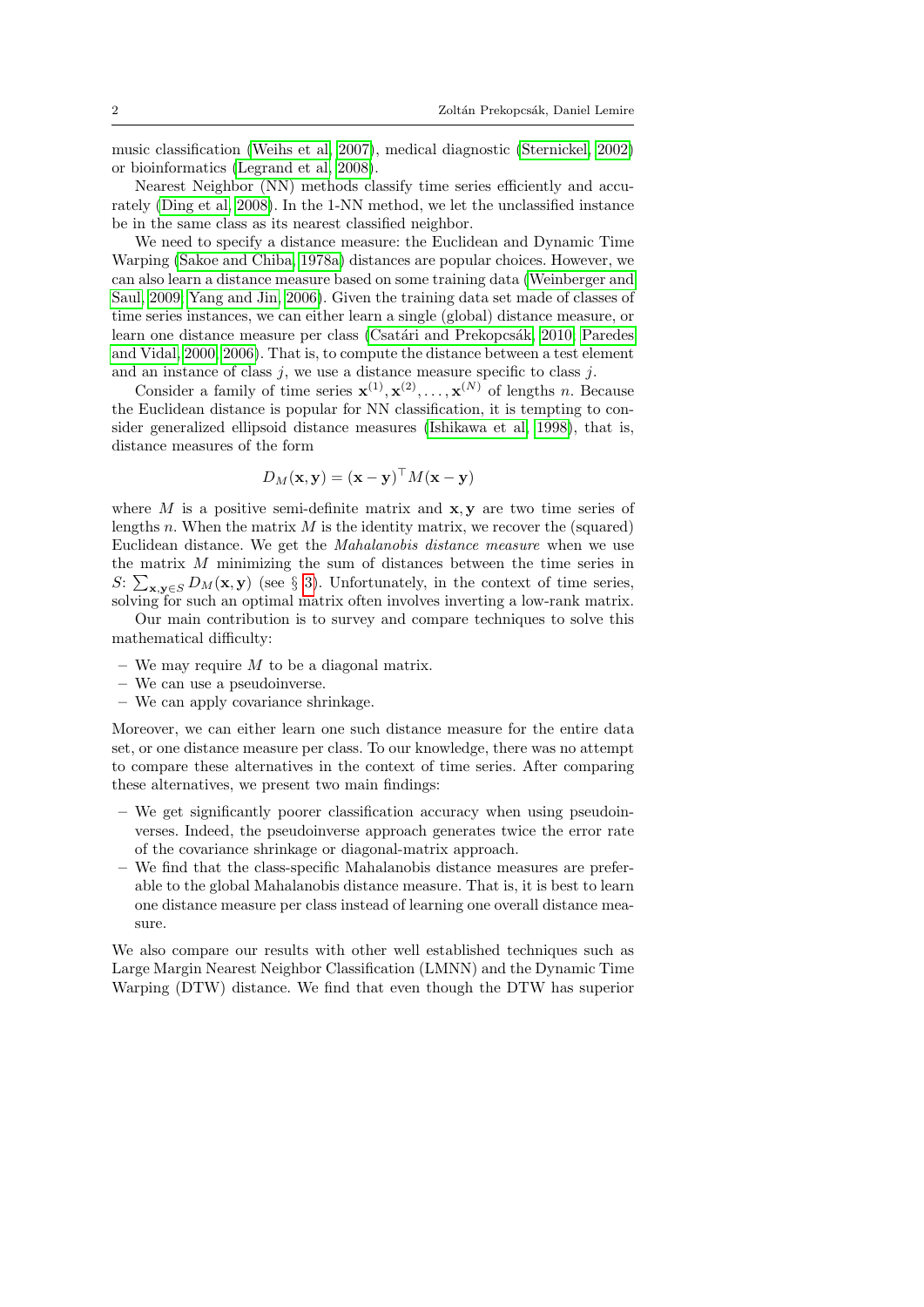music classification (Weihs et al, 2007), medical diagnostic (Sternickel, 2002) or bioinformatics (Legrand et al, 2008).

Nearest Neighbor (NN) methods classify time series efficiently and accurately (Ding et al, 2008). In the 1-NN method, we let the unclassified instance be in the same class as its nearest classified neighbor.

We need to specify a distance measure: the Euclidean and Dynamic Time Warping (Sakoe and Chiba, 1978a) distances are popular choices. However, we can also learn a distance measure based on some training data (Weinberger and Saul, 2009; Yang and Jin, 2006). Given the training data set made of classes of time series instances, we can either learn a single (global) distance measure, or learn one distance measure per class (Csatári and Prekopcsák, 2010; Paredes and Vidal, 2000, 2006). That is, to compute the distance between a test element and an instance of class $j$, we use a distance measure specific to class $j$.

Consider a family of time series $\mathbf{x}^{(1)}, \mathbf{x}^{(2)}, \ldots, \mathbf{x}^{(N)}$ of lengths $n$. Because the Euclidean distance is popular for NN classification, it is tempting to consider generalized ellipsoid distance measures (Ishikawa et al, 1998), that is, distance measures of the form

$$D_M(\mathbf{x}, \mathbf{y}) = (\mathbf{x} - \mathbf{y})^\top M (\mathbf{x} - \mathbf{y})$$

where $M$ is a positive semi-definite matrix and $\mathbf{x}, \mathbf{y}$ are two time series of lengths $n$. When the matrix $M$ is the identity matrix, we recover the (squared) Euclidean distance. We get the *Mahalanobis distance measure* when we use the matrix $M$ minimizing the sum of distances between the time series in $S$: $\sum_{\mathbf{x},\mathbf{y} \in S} D_M(\mathbf{x}, \mathbf{y})$ (see § 3). Unfortunately, in the context of time series, solving for such an optimal matrix often involves inverting a low-rank matrix.

Our main contribution is to survey and compare techniques to solve this mathematical difficulty:

- We may require $M$ to be a diagonal matrix.
- We can use a pseudoinverse.
- We can apply covariance shrinkage.

Moreover, we can either learn one such distance measure for the entire data set, or one distance measure per class. To our knowledge, there was no attempt to compare these alternatives in the context of time series. After comparing these alternatives, we present two main findings:

- We get significantly poorer classification accuracy when using pseudoinverses. Indeed, the pseudoinverse approach generates twice the error rate of the covariance shrinkage or diagonal-matrix approach.
- We find that the class-specific Mahalanobis distance measures are preferable to the global Mahalanobis distance measure. That is, it is best to learn one distance measure per class instead of learning one overall distance measure.

We also compare our results with other well established techniques such as Large Margin Nearest Neighbor Classification (LMNN) and the Dynamic Time Warping (DTW) distance. We find that even though the DTW has superior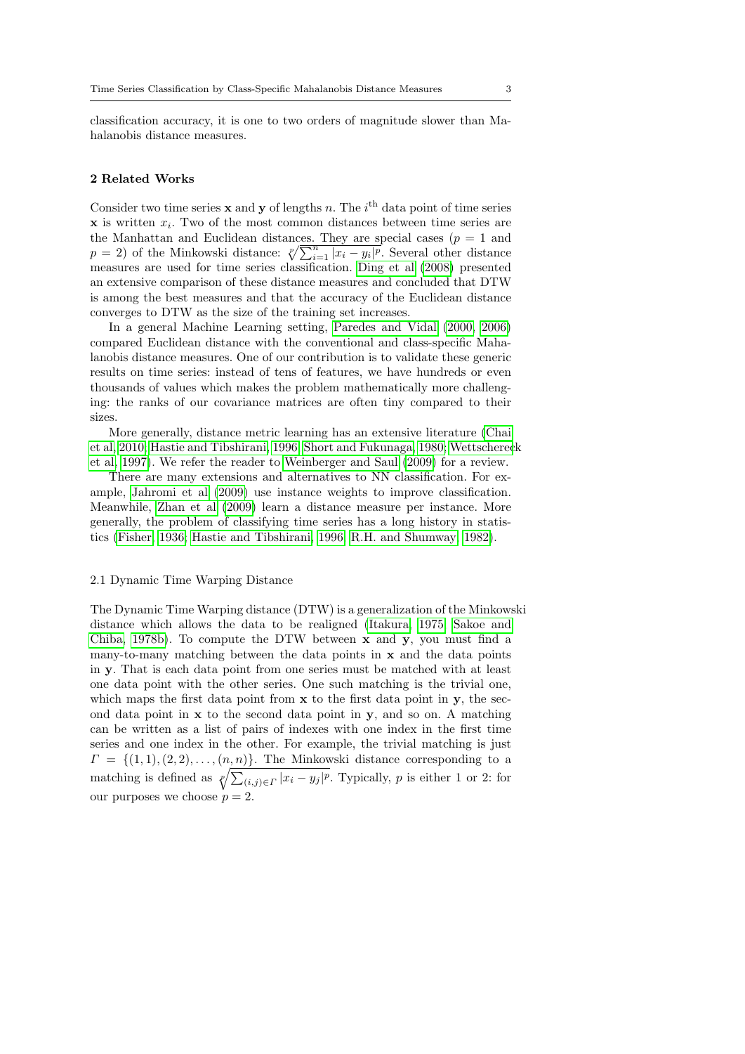classification accuracy, it is one to two orders of magnitude slower than Mahalanobis distance measures.

## 2 Related Works

Consider two time series $\mathbf{x}$ and $\mathbf{y}$ of lengths $n$. The $i^{\text{th}}$ data point of time series $\mathbf{x}$ is written $x_i$. Two of the most common distances between time series are the Manhattan and Euclidean distances. They are special cases ($p = 1$ and $p = 2$) of the Minkowski distance: $\sqrt[p]{\sum_{i=1}^{n} |x_i - y_i|^p}$. Several other distance measures are used for time series classification. Ding et al (2008) presented an extensive comparison of these distance measures and concluded that DTW is among the best measures and that the accuracy of the Euclidean distance converges to DTW as the size of the training set increases.

In a general Machine Learning setting, Paredes and Vidal (2000, 2006) compared Euclidean distance with the conventional and class-specific Mahalanobis distance measures. One of our contribution is to validate these generic results on time series: instead of tens of features, we have hundreds or even thousands of values which makes the problem mathematically more challenging: the ranks of our covariance matrices are often tiny compared to their sizes.

More generally, distance metric learning has an extensive literature (Chai et al, 2010; Hastie and Tibshirani, 1996; Short and Fukunaga, 1980; Wettschereck et al, 1997). We refer the reader to Weinberger and Saul (2009) for a review.

There are many extensions and alternatives to NN classification. For example, Jahromi et al (2009) use instance weights to improve classification. Meanwhile, Zhan et al (2009) learn a distance measure per instance. More generally, the problem of classifying time series has a long history in statistics (Fisher, 1936; Hastie and Tibshirani, 1996; R.H. and Shumway, 1982).

### 2.1 Dynamic Time Warping Distance

The Dynamic Time Warping distance (DTW) is a generalization of the Minkowski distance which allows the data to be realigned (Itakura, 1975; Sakoe and Chiba, 1978b). To compute the DTW between $\mathbf{x}$ and $\mathbf{y}$, you must find a many-to-many matching between the data points in $\mathbf{x}$ and the data points in $\mathbf{y}$. That is each data point from one series must be matched with at least one data point with the other series. One such matching is the trivial one, which maps the first data point from $\mathbf{x}$ to the first data point in $\mathbf{y}$, the second data point in $\mathbf{x}$ to the second data point in $\mathbf{y}$, and so on. A matching can be written as a list of pairs of indexes with one index in the first time series and one index in the other. For example, the trivial matching is just $\Gamma = \{(1, 1), (2, 2), \ldots, (n, n)\}$. The Minkowski distance corresponding to a matching is defined as $\sqrt[p]{\sum_{(i,j)\in\Gamma} |x_i - y_j|^p}$. Typically, $p$ is either 1 or 2: for our purposes we choose $p = 2$.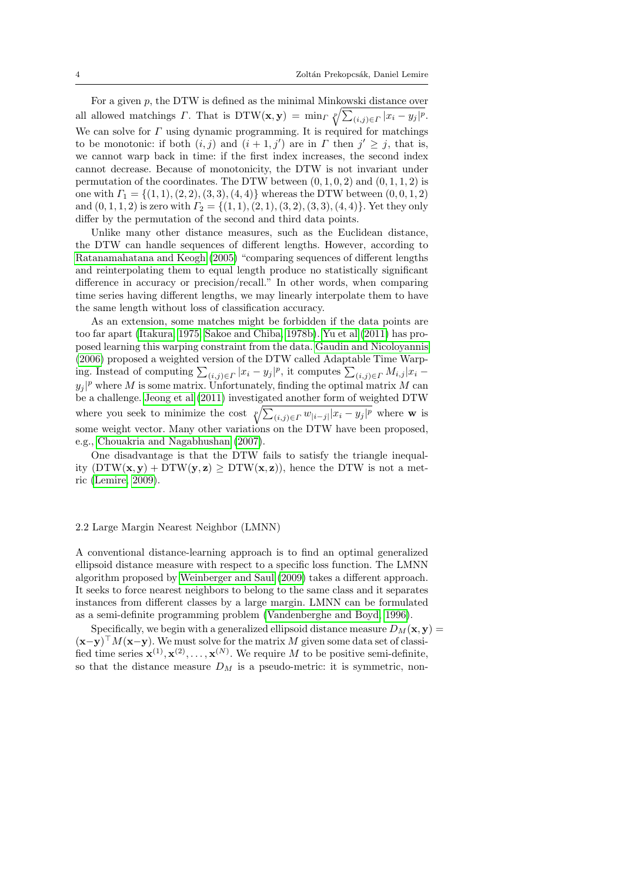For a given $p$, the DTW is defined as the minimal Minkowski distance over all allowed matchings $\Gamma$. That is $\mathrm{DTW}(\mathbf{x}, \mathbf{y}) = \min_\Gamma \sqrt[p]{\sum_{(i,j)\in\Gamma} |x_i - y_j|^p}$. We can solve for $\Gamma$ using dynamic programming. It is required for matchings to be monotonic: if both $(i, j)$ and $(i + 1, j')$ are in $\Gamma$ then $j' \geq j$, that is, we cannot warp back in time: if the first index increases, the second index cannot decrease. Because of monotonicity, the DTW is not invariant under permutation of the coordinates. The DTW between $(0, 1, 0, 2)$ and $(0, 1, 1, 2)$ is one with $\Gamma_1 = \{(1, 1), (2, 2), (3, 3), (4, 4)\}$ whereas the DTW between $(0, 0, 1, 2)$ and $(0, 1, 1, 2)$ is zero with $\Gamma_2 = \{(1, 1), (2, 1), (3, 2), (3, 3), (4, 4)\}$. Yet they only differ by the permutation of the second and third data points.

Unlike many other distance measures, such as the Euclidean distance, the DTW can handle sequences of different lengths. However, according to Ratanamahatana and Keogh (2005) "comparing sequences of different lengths and reinterpolating them to equal length produce no statistically significant difference in accuracy or precision/recall." In other words, when comparing time series having different lengths, we may linearly interpolate them to have the same length without loss of classification accuracy.

As an extension, some matches might be forbidden if the data points are too far apart (Itakura, 1975; Sakoe and Chiba, 1978b). Yu et al (2011) has proposed learning this warping constraint from the data. Gaudin and Nicoloyannis (2006) proposed a weighted version of the DTW called Adaptable Time Warping. Instead of computing $\sum_{(i,j)\in\Gamma} |x_i - y_j|^p$, it computes $\sum_{(i,j)\in\Gamma} M_{i,j}|x_i - y_j|^p$ where $M$ is some matrix. Unfortunately, finding the optimal matrix $M$ can be a challenge. Jeong et al (2011) investigated another form of weighted DTW where you seek to minimize the cost $\sqrt[p]{\sum_{(i,j)\in\Gamma} w_{|i-j|}|x_i - y_j|^p}$ where $\mathbf{w}$ is some weight vector. Many other variations on the DTW have been proposed, e.g., Chouakria and Nagabhushan (2007).

One disadvantage is that the DTW fails to satisfy the triangle inequality $(\mathrm{DTW}(\mathbf{x}, \mathbf{y}) + \mathrm{DTW}(\mathbf{y}, \mathbf{z}) \geq \mathrm{DTW}(\mathbf{x}, \mathbf{z}))$, hence the DTW is not a metric (Lemire, 2009).

### 2.2 Large Margin Nearest Neighbor (LMNN)

A conventional distance-learning approach is to find an optimal generalized ellipsoid distance measure with respect to a specific loss function. The LMNN algorithm proposed by Weinberger and Saul (2009) takes a different approach. It seeks to force nearest neighbors to belong to the same class and it separates instances from different classes by a large margin. LMNN can be formulated as a semi-definite programming problem (Vandenberghe and Boyd, 1996).

Specifically, we begin with a generalized ellipsoid distance measure $D_M(\mathbf{x}, \mathbf{y}) = (\mathbf{x}-\mathbf{y})^\top M(\mathbf{x}-\mathbf{y})$. We must solve for the matrix $M$ given some data set of classified time series $\mathbf{x}^{(1)}, \mathbf{x}^{(2)}, \ldots, \mathbf{x}^{(N)}$. We require $M$ to be positive semi-definite, so that the distance measure $D_M$ is a pseudo-metric: it is symmetric, non-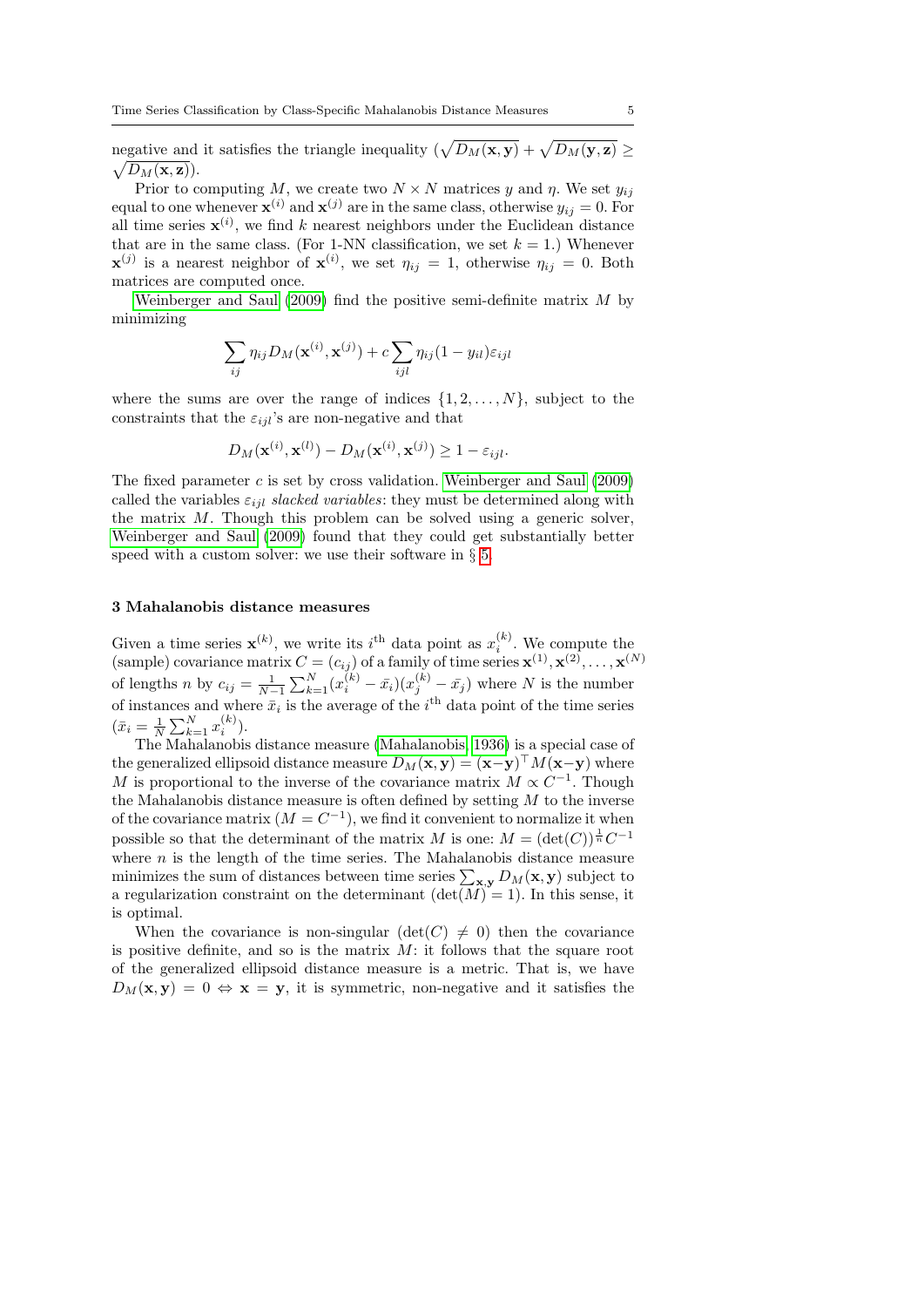negative and it satisfies the triangle inequality ($\sqrt{D_M(\mathbf{x},\mathbf{y})} + \sqrt{D_M(\mathbf{y},\mathbf{z})} \geq \sqrt{D_M(\mathbf{x},\mathbf{z})}$).

Prior to computing $M$, we create two $N \times N$ matrices $y$ and $\eta$. We set $y_{ij}$ equal to one whenever $\mathbf{x}^{(i)}$ and $\mathbf{x}^{(j)}$ are in the same class, otherwise $y_{ij} = 0$. For all time series $\mathbf{x}^{(i)}$, we find $k$ nearest neighbors under the Euclidean distance that are in the same class. (For 1-NN classification, we set $k = 1$.) Whenever $\mathbf{x}^{(j)}$ is a nearest neighbor of $\mathbf{x}^{(i)}$, we set $\eta_{ij} = 1$, otherwise $\eta_{ij} = 0$. Both matrices are computed once.

Weinberger and Saul (2009) find the positive semi-definite matrix $M$ by minimizing

$$\sum_{ij} \eta_{ij} D_M(\mathbf{x}^{(i)}, \mathbf{x}^{(j)}) + c \sum_{ijl} \eta_{ij}(1 - y_{il})\varepsilon_{ijl}$$

where the sums are over the range of indices $\{1, 2, \ldots, N\}$, subject to the constraints that the $\varepsilon_{ijl}$'s are non-negative and that

$$D_M(\mathbf{x}^{(i)}, \mathbf{x}^{(l)}) - D_M(\mathbf{x}^{(i)}, \mathbf{x}^{(j)}) \geq 1 - \varepsilon_{ijl}.$$

The fixed parameter $c$ is set by cross validation. Weinberger and Saul (2009) called the variables $\varepsilon_{ijl}$ *slacked variables*: they must be determined along with the matrix $M$. Though this problem can be solved using a generic solver, Weinberger and Saul (2009) found that they could get substantially better speed with a custom solver: we use their software in § 5.

## 3 Mahalanobis distance measures

Given a time series $\mathbf{x}^{(k)}$, we write its $i^{\text{th}}$ data point as $x_i^{(k)}$. We compute the (sample) covariance matrix $C = (c_{ij})$ of a family of time series $\mathbf{x}^{(1)}, \mathbf{x}^{(2)}, \ldots, \mathbf{x}^{(N)}$ of lengths $n$ by $c_{ij} = \frac{1}{N-1} \sum_{k=1}^{N} (x_i^{(k)} - \bar{x}_i)(x_j^{(k)} - \bar{x}_j)$ where $N$ is the number of instances and where $\bar{x}_i$ is the average of the $i^{\text{th}}$ data point of the time series ($\bar{x}_i = \frac{1}{N} \sum_{k=1}^{N} x_i^{(k)}$).

The Mahalanobis distance measure (Mahalanobis, 1936) is a special case of the generalized ellipsoid distance measure $D_M(\mathbf{x},\mathbf{y}) = (\mathbf{x}-\mathbf{y})^\top M(\mathbf{x}-\mathbf{y})$ where $M$ is proportional to the inverse of the covariance matrix $M \propto C^{-1}$. Though the Mahalanobis distance measure is often defined by setting $M$ to the inverse of the covariance matrix ($M = C^{-1}$), we find it convenient to normalize it when possible so that the determinant of the matrix $M$ is one: $M = (\det(C))^{\frac{1}{n}} C^{-1}$ where $n$ is the length of the time series. The Mahalanobis distance measure minimizes the sum of distances between time series $\sum_{\mathbf{x},\mathbf{y}} D_M(\mathbf{x},\mathbf{y})$ subject to a regularization constraint on the determinant ($\det(M) = 1$). In this sense, it is optimal.

When the covariance is non-singular ($\det(C) \neq 0$) then the covariance is positive definite, and so is the matrix $M$: it follows that the square root of the generalized ellipsoid distance measure is a metric. That is, we have $D_M(\mathbf{x},\mathbf{y}) = 0 \Leftrightarrow \mathbf{x} = \mathbf{y}$, it is symmetric, non-negative and it satisfies the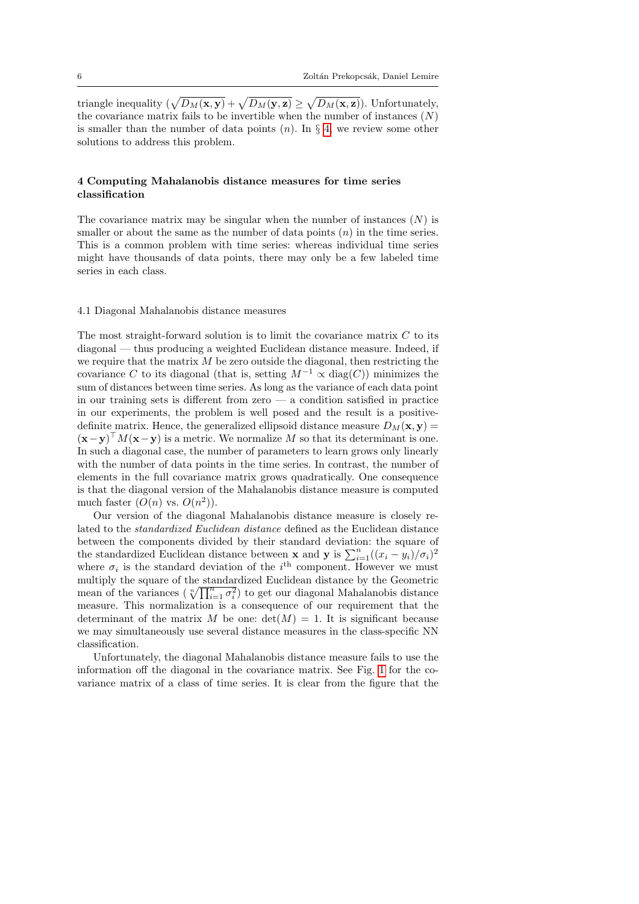triangle inequality ($\sqrt{D_M(\mathbf{x},\mathbf{y})} + \sqrt{D_M(\mathbf{y},\mathbf{z})} \geq \sqrt{D_M(\mathbf{x},\mathbf{z})}$). Unfortunately, the covariance matrix fails to be invertible when the number of instances ($N$) is smaller than the number of data points ($n$). In § 4, we review some other solutions to address this problem.

## 4 Computing Mahalanobis distance measures for time series classification

The covariance matrix may be singular when the number of instances ($N$) is smaller or about the same as the number of data points ($n$) in the time series. This is a common problem with time series: whereas individual time series might have thousands of data points, there may only be a few labeled time series in each class.

### 4.1 Diagonal Mahalanobis distance measures

The most straight-forward solution is to limit the covariance matrix $C$ to its diagonal — thus producing a weighted Euclidean distance measure. Indeed, if we require that the matrix $M$ be zero outside the diagonal, then restricting the covariance $C$ to its diagonal (that is, setting $M^{-1} \propto \text{diag}(C)$) minimizes the sum of distances between time series. As long as the variance of each data point in our training sets is different from zero — a condition satisfied in practice in our experiments, the problem is well posed and the result is a positive-definite matrix. Hence, the generalized ellipsoid distance measure $D_M(\mathbf{x},\mathbf{y}) = (\mathbf{x}-\mathbf{y})^\top M(\mathbf{x}-\mathbf{y})$ is a metric. We normalize $M$ so that its determinant is one. In such a diagonal case, the number of parameters to learn grows only linearly with the number of data points in the time series. In contrast, the number of elements in the full covariance matrix grows quadratically. One consequence is that the diagonal version of the Mahalanobis distance measure is computed much faster ($O(n)$ vs. $O(n^2)$).

Our version of the diagonal Mahalanobis distance measure is closely related to the *standardized Euclidean distance* defined as the Euclidean distance between the components divided by their standard deviation: the square of the standardized Euclidean distance between $\mathbf{x}$ and $\mathbf{y}$ is $\sum_{i=1}^{n}((x_i - y_i)/\sigma_i)^2$ where $\sigma_i$ is the standard deviation of the $i^{\text{th}}$ component. However we must multiply the square of the standardized Euclidean distance by the Geometric mean of the variances ($\sqrt[n]{\prod_{i=1}^{n}\sigma_i^2}$) to get our diagonal Mahalanobis distance measure. This normalization is a consequence of our requirement that the determinant of the matrix $M$ be one: $\det(M) = 1$. It is significant because we may simultaneously use several distance measures in the class-specific NN classification.

Unfortunately, the diagonal Mahalanobis distance measure fails to use the information off the diagonal in the covariance matrix. See Fig. 1 for the covariance matrix of a class of time series. It is clear from the figure that the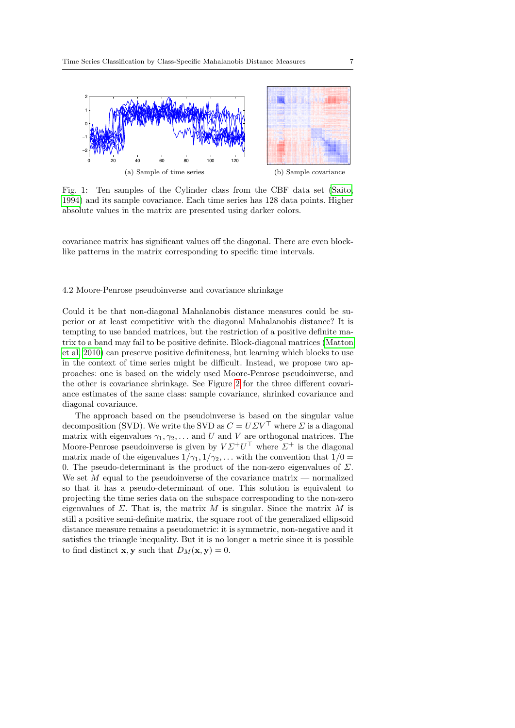(a) Sample of time series

(b) Sample covariance

Fig. 1: Ten samples of the Cylinder class from the CBF data set (Saito, 1994) and its sample covariance. Each time series has 128 data points. Higher absolute values in the matrix are presented using darker colors.

covariance matrix has significant values off the diagonal. There are even block-like patterns in the matrix corresponding to specific time intervals.

### 4.2 Moore-Penrose pseudoinverse and covariance shrinkage

Could it be that non-diagonal Mahalanobis distance measures could be superior or at least competitive with the diagonal Mahalanobis distance? It is tempting to use banded matrices, but the restriction of a positive definite matrix to a band may fail to be positive definite. Block-diagonal matrices (Matton et al, 2010) can preserve positive definiteness, but learning which blocks to use in the context of time series might be difficult. Instead, we propose two approaches: one is based on the widely used Moore-Penrose pseudoinverse, and the other is covariance shrinkage. See Figure 2 for the three different covariance estimates of the same class: sample covariance, shrinked covariance and diagonal covariance.

The approach based on the pseudoinverse is based on the singular value decomposition (SVD). We write the SVD as $C = U\Sigma V^\top$ where $\Sigma$ is a diagonal matrix with eigenvalues $\gamma_1, \gamma_2, \ldots$ and $U$ and $V$ are orthogonal matrices. The Moore-Penrose pseudoinverse is given by $V\Sigma^+U^\top$ where $\Sigma^+$ is the diagonal matrix made of the eigenvalues $1/\gamma_1, 1/\gamma_2, \ldots$ with the convention that $1/0 = 0$. The pseudo-determinant is the product of the non-zero eigenvalues of $\Sigma$. We set $M$ equal to the pseudoinverse of the covariance matrix — normalized so that it has a pseudo-determinant of one. This solution is equivalent to projecting the time series data on the subspace corresponding to the non-zero eigenvalues of $\Sigma$. That is, the matrix $M$ is singular. Since the matrix $M$ is still a positive semi-definite matrix, the square root of the generalized ellipsoid distance measure remains a pseudometric: it is symmetric, non-negative and it satisfies the triangle inequality. But it is no longer a metric since it is possible to find distinct $\mathbf{x}, \mathbf{y}$ such that $D_M(\mathbf{x}, \mathbf{y}) = 0$.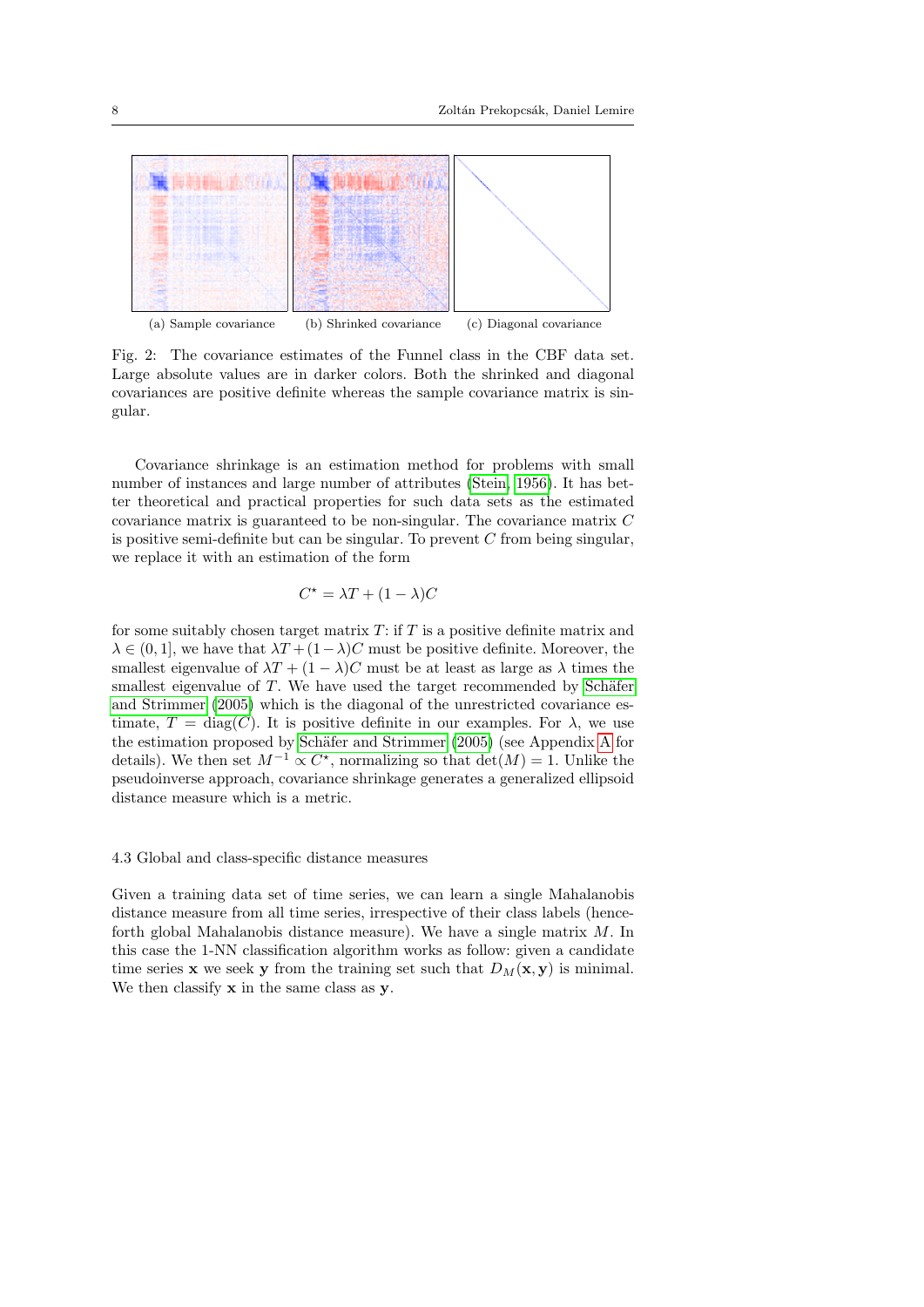(a) Sample covariance (b) Shrinked covariance (c) Diagonal covariance

Fig. 2: The covariance estimates of the Funnel class in the CBF data set. Large absolute values are in darker colors. Both the shrinked and diagonal covariances are positive definite whereas the sample covariance matrix is singular.

Covariance shrinkage is an estimation method for problems with small number of instances and large number of attributes (Stein, 1956). It has better theoretical and practical properties for such data sets as the estimated covariance matrix is guaranteed to be non-singular. The covariance matrix $C$ is positive semi-definite but can be singular. To prevent $C$ from being singular, we replace it with an estimation of the form

$$C^{\star} = \lambda T + (1 - \lambda) C$$

for some suitably chosen target matrix $T$: if $T$ is a positive definite matrix and $\lambda \in (0, 1]$, we have that $\lambda T + (1 - \lambda) C$ must be positive definite. Moreover, the smallest eigenvalue of $\lambda T + (1 - \lambda) C$ must be at least as large as $\lambda$ times the smallest eigenvalue of $T$. We have used the target recommended by Schäfer and Strimmer (2005) which is the diagonal of the unrestricted covariance estimate, $T = \text{diag}(C)$. It is positive definite in our examples. For $\lambda$, we use the estimation proposed by Schäfer and Strimmer (2005) (see Appendix A for details). We then set $M^{-1} \propto C^{\star}$, normalizing so that $\det(M) = 1$. Unlike the pseudoinverse approach, covariance shrinkage generates a generalized ellipsoid distance measure which is a metric.

### 4.3 Global and class-specific distance measures

Given a training data set of time series, we can learn a single Mahalanobis distance measure from all time series, irrespective of their class labels (henceforth global Mahalanobis distance measure). We have a single matrix $M$. In this case the 1-NN classification algorithm works as follow: given a candidate time series $\mathbf{x}$ we seek $\mathbf{y}$ from the training set such that $D_M(\mathbf{x}, \mathbf{y})$ is minimal. We then classify $\mathbf{x}$ in the same class as $\mathbf{y}$.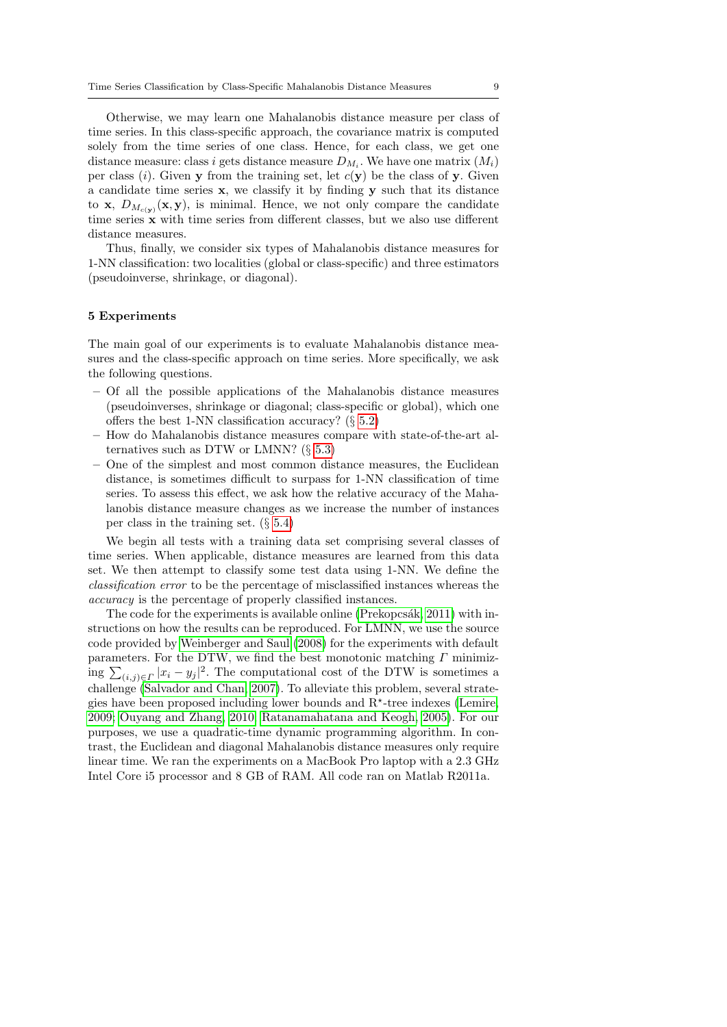Otherwise, we may learn one Mahalanobis distance measure per class of time series. In this class-specific approach, the covariance matrix is computed solely from the time series of one class. Hence, for each class, we get one distance measure: class $i$ gets distance measure $D_{M_i}$. We have one matrix ($M_i$) per class ($i$). Given $\mathbf{y}$ from the training set, let $c(\mathbf{y})$ be the class of $\mathbf{y}$. Given a candidate time series $\mathbf{x}$, we classify it by finding $\mathbf{y}$ such that its distance to $\mathbf{x}$, $D_{M_{c(\mathbf{y})}}(\mathbf{x}, \mathbf{y})$, is minimal. Hence, we not only compare the candidate time series $\mathbf{x}$ with time series from different classes, but we also use different distance measures.

Thus, finally, we consider six types of Mahalanobis distance measures for 1-NN classification: two localities (global or class-specific) and three estimators (pseudoinverse, shrinkage, or diagonal).

## 5 Experiments

The main goal of our experiments is to evaluate Mahalanobis distance measures and the class-specific approach on time series. More specifically, we ask the following questions.

- Of all the possible applications of the Mahalanobis distance measures (pseudoinverses, shrinkage or diagonal; class-specific or global), which one offers the best 1-NN classification accuracy? (§ 5.2)
- How do Mahalanobis distance measures compare with state-of-the-art alternatives such as DTW or LMNN? (§ 5.3)
- One of the simplest and most common distance measures, the Euclidean distance, is sometimes difficult to surpass for 1-NN classification of time series. To assess this effect, we ask how the relative accuracy of the Mahalanobis distance measure changes as we increase the number of instances per class in the training set. (§ 5.4)

We begin all tests with a training data set comprising several classes of time series. When applicable, distance measures are learned from this data set. We then attempt to classify some test data using 1-NN. We define the *classification error* to be the percentage of misclassified instances whereas the *accuracy* is the percentage of properly classified instances.

The code for the experiments is available online (Prekopcsák, 2011) with instructions on how the results can be reproduced. For LMNN, we use the source code provided by Weinberger and Saul (2008) for the experiments with default parameters. For the DTW, we find the best monotonic matching $\Gamma$ minimizing $\sum_{(i,j)\in \Gamma} |x_i - y_j|^2$. The computational cost of the DTW is sometimes a challenge (Salvador and Chan, 2007). To alleviate this problem, several strategies have been proposed including lower bounds and R$^\star$-tree indexes (Lemire, 2009; Ouyang and Zhang, 2010; Ratanamahatana and Keogh, 2005). For our purposes, we use a quadratic-time dynamic programming algorithm. In contrast, the Euclidean and diagonal Mahalanobis distance measures only require linear time. We ran the experiments on a MacBook Pro laptop with a 2.3 GHz Intel Core i5 processor and 8 GB of RAM. All code ran on Matlab R2011a.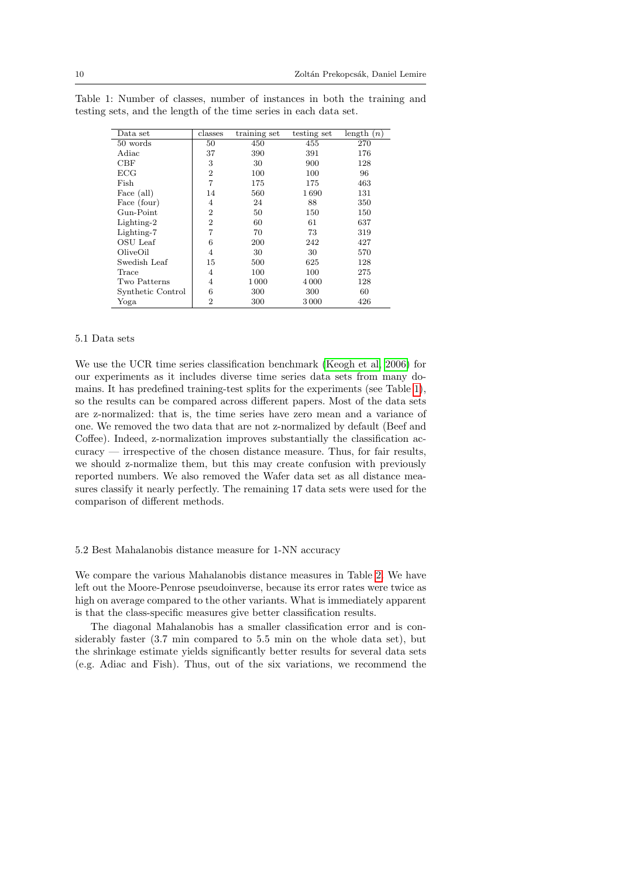Table 1: Number of classes, number of instances in both the training and testing sets, and the length of the time series in each data set.

| Data set | classes | training set | testing set | length ($n$) |
|---|---|---|---|---|
| 50 words | 50 | 450 | 455 | 270 |
| Adiac | 37 | 390 | 391 | 176 |
| CBF | 3 | 30 | 900 | 128 |
| ECG | 2 | 100 | 100 | 96 |
| Fish | 7 | 175 | 175 | 463 |
| Face (all) | 14 | 560 | 1 690 | 131 |
| Face (four) | 4 | 24 | 88 | 350 |
| Gun-Point | 2 | 50 | 150 | 150 |
| Lighting-2 | 2 | 60 | 61 | 637 |
| Lighting-7 | 7 | 70 | 73 | 319 |
| OSU Leaf | 6 | 200 | 242 | 427 |
| OliveOil | 4 | 30 | 30 | 570 |
| Swedish Leaf | 15 | 500 | 625 | 128 |
| Trace | 4 | 100 | 100 | 275 |
| Two Patterns | 4 | 1 000 | 4 000 | 128 |
| Synthetic Control | 6 | 300 | 300 | 60 |
| Yoga | 2 | 300 | 3 000 | 426 |

### 5.1 Data sets

We use the UCR time series classification benchmark (Keogh et al, 2006) for our experiments as it includes diverse time series data sets from many domains. It has predefined training-test splits for the experiments (see Table 1), so the results can be compared across different papers. Most of the data sets are z-normalized: that is, the time series have zero mean and a variance of one. We removed the two data that are not z-normalized by default (Beef and Coffee). Indeed, z-normalization improves substantially the classification accuracy — irrespective of the chosen distance measure. Thus, for fair results, we should z-normalize them, but this may create confusion with previously reported numbers. We also removed the Wafer data set as all distance measures classify it nearly perfectly. The remaining 17 data sets were used for the comparison of different methods.

### 5.2 Best Mahalanobis distance measure for 1-NN accuracy

We compare the various Mahalanobis distance measures in Table 2. We have left out the Moore-Penrose pseudoinverse, because its error rates were twice as high on average compared to the other variants. What is immediately apparent is that the class-specific measures give better classification results.

The diagonal Mahalanobis has a smaller classification error and is considerably faster (3.7 min compared to 5.5 min on the whole data set), but the shrinkage estimate yields significantly better results for several data sets (e.g. Adiac and Fish). Thus, out of the six variations, we recommend the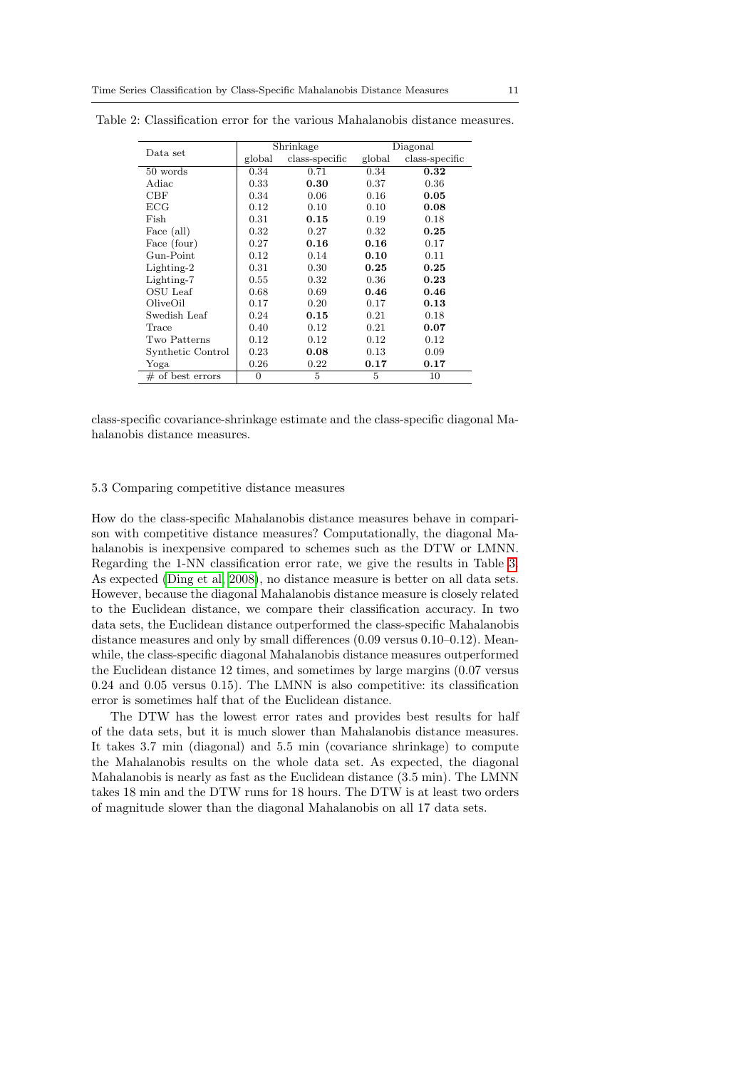Table 2: Classification error for the various Mahalanobis distance measures.

| Data set | Shrinkage | | Diagonal | |
|---|---|---|---|---|
| | global | class-specific | global | class-specific |
| 50 words | 0.34 | 0.71 | 0.34 | **0.32** |
| Adiac | 0.33 | **0.30** | 0.37 | 0.36 |
| CBF | 0.34 | 0.06 | 0.16 | **0.05** |
| ECG | 0.12 | 0.10 | 0.10 | **0.08** |
| Fish | 0.31 | **0.15** | 0.19 | 0.18 |
| Face (all) | 0.32 | 0.27 | 0.32 | **0.25** |
| Face (four) | 0.27 | **0.16** | **0.16** | 0.17 |
| Gun-Point | 0.12 | 0.14 | **0.10** | 0.11 |
| Lighting-2 | 0.31 | 0.30 | **0.25** | **0.25** |
| Lighting-7 | 0.55 | 0.32 | 0.36 | **0.23** |
| OSU Leaf | 0.68 | 0.69 | **0.46** | **0.46** |
| OliveOil | 0.17 | 0.20 | 0.17 | **0.13** |
| Swedish Leaf | 0.24 | **0.15** | 0.21 | 0.18 |
| Trace | 0.40 | 0.12 | 0.21 | **0.07** |
| Two Patterns | 0.12 | 0.12 | 0.12 | 0.12 |
| Synthetic Control | 0.23 | **0.08** | 0.13 | 0.09 |
| Yoga | 0.26 | 0.22 | **0.17** | **0.17** |
| # of best errors | 0 | 5 | 5 | 10 |

class-specific covariance-shrinkage estimate and the class-specific diagonal Mahalanobis distance measures.

### 5.3 Comparing competitive distance measures

How do the class-specific Mahalanobis distance measures behave in comparison with competitive distance measures? Computationally, the diagonal Mahalanobis is inexpensive compared to schemes such as the DTW or LMNN. Regarding the 1-NN classification error rate, we give the results in Table 3. As expected (Ding et al, 2008), no distance measure is better on all data sets. However, because the diagonal Mahalanobis distance measure is closely related to the Euclidean distance, we compare their classification accuracy. In two data sets, the Euclidean distance outperformed the class-specific Mahalanobis distance measures and only by small differences (0.09 versus 0.10–0.12). Meanwhile, the class-specific diagonal Mahalanobis distance measures outperformed the Euclidean distance 12 times, and sometimes by large margins (0.07 versus 0.24 and 0.05 versus 0.15). The LMNN is also competitive: its classification error is sometimes half that of the Euclidean distance.

The DTW has the lowest error rates and provides best results for half of the data sets, but it is much slower than Mahalanobis distance measures. It takes 3.7 min (diagonal) and 5.5 min (covariance shrinkage) to compute the Mahalanobis results on the whole data set. As expected, the diagonal Mahalanobis is nearly as fast as the Euclidean distance (3.5 min). The LMNN takes 18 min and the DTW runs for 18 hours. The DTW is at least two orders of magnitude slower than the diagonal Mahalanobis on all 17 data sets.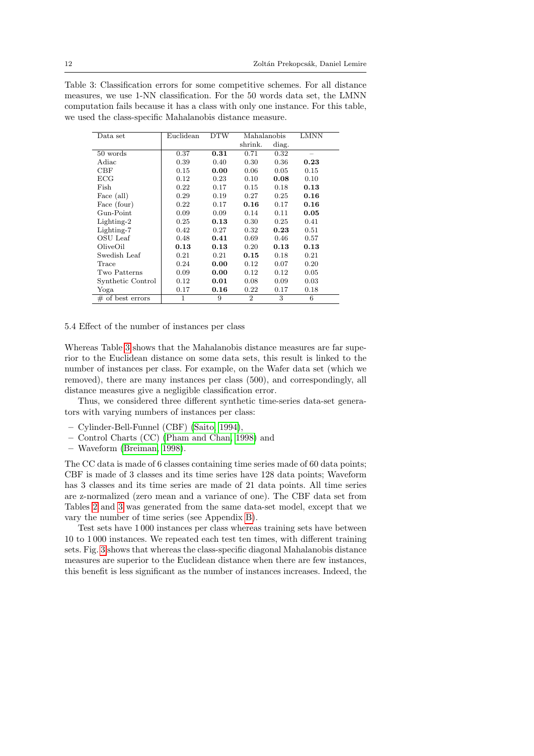Table 3: Classification errors for some competitive schemes. For all distance measures, we use 1-NN classification. For the 50 words data set, the LMNN computation fails because it has a class with only one instance. For this table, we used the class-specific Mahalanobis distance measure.

| Data set | Euclidean | DTW | Mahalanobis | | LMNN |
|---|---|---|---|---|---|
| | | | shrink. | diag. | |
| 50 words | 0.37 | **0.31** | 0.71 | 0.32 | – |
| Adiac | 0.39 | 0.40 | 0.30 | 0.36 | **0.23** |
| CBF | 0.15 | **0.00** | 0.06 | 0.05 | 0.15 |
| ECG | 0.12 | 0.23 | 0.10 | **0.08** | 0.10 |
| Fish | 0.22 | 0.17 | 0.15 | 0.18 | **0.13** |
| Face (all) | 0.29 | 0.19 | 0.27 | 0.25 | **0.16** |
| Face (four) | 0.22 | 0.17 | **0.16** | 0.17 | **0.16** |
| Gun-Point | 0.09 | 0.09 | 0.14 | 0.11 | **0.05** |
| Lighting-2 | 0.25 | **0.13** | 0.30 | 0.25 | 0.41 |
| Lighting-7 | 0.42 | 0.27 | 0.32 | **0.23** | 0.51 |
| OSU Leaf | 0.48 | **0.41** | 0.69 | 0.46 | 0.57 |
| OliveOil | **0.13** | **0.13** | 0.20 | **0.13** | **0.13** |
| Swedish Leaf | 0.21 | 0.21 | **0.15** | 0.18 | 0.21 |
| Trace | 0.24 | **0.00** | 0.12 | 0.07 | 0.20 |
| Two Patterns | 0.09 | **0.00** | 0.12 | 0.12 | 0.05 |
| Synthetic Control | 0.12 | **0.01** | 0.08 | 0.09 | 0.03 |
| Yoga | 0.17 | **0.16** | 0.22 | 0.17 | 0.18 |
| # of best errors | 1 | 9 | 2 | 3 | 6 |

5.4 Effect of the number of instances per class

Whereas Table 3 shows that the Mahalanobis distance measures are far superior to the Euclidean distance on some data sets, this result is linked to the number of instances per class. For example, on the Wafer data set (which we removed), there are many instances per class (500), and correspondingly, all distance measures give a negligible classification error.

Thus, we considered three different synthetic time-series data-set generators with varying numbers of instances per class:

– Cylinder-Bell-Funnel (CBF) (Saito, 1994),
– Control Charts (CC) (Pham and Chan, 1998) and
– Waveform (Breiman, 1998).

The CC data is made of 6 classes containing time series made of 60 data points; CBF is made of 3 classes and its time series have 128 data points; Waveform has 3 classes and its time series are made of 21 data points. All time series are z-normalized (zero mean and a variance of one). The CBF data set from Tables 2 and 3 was generated from the same data-set model, except that we vary the number of time series (see Appendix B).

Test sets have 1 000 instances per class whereas training sets have between 10 to 1 000 instances. We repeated each test ten times, with different training sets. Fig. 3 shows that whereas the class-specific diagonal Mahalanobis distance measures are superior to the Euclidean distance when there are few instances, this benefit is less significant as the number of instances increases. Indeed, the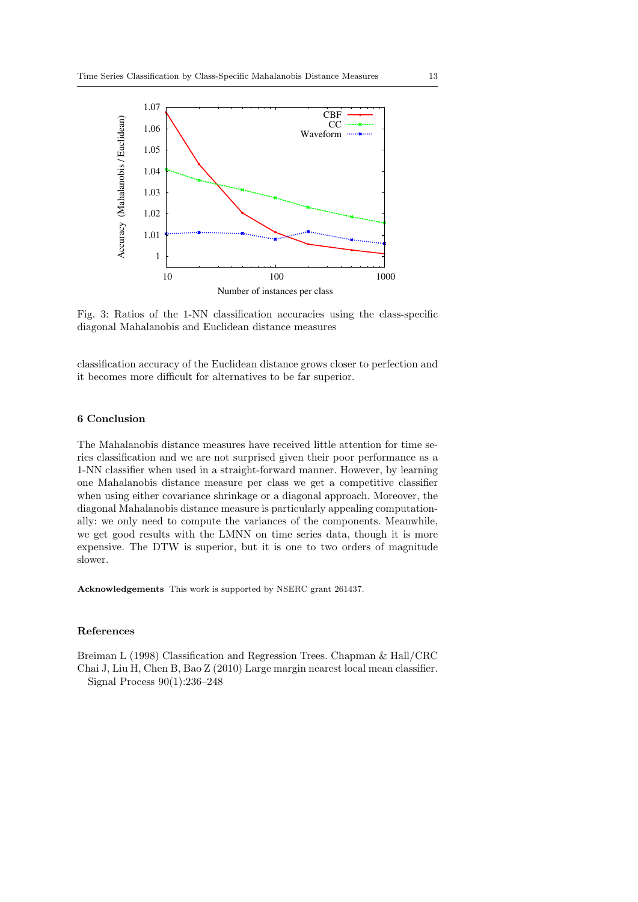Fig. 3: Ratios of the 1-NN classification accuracies using the class-specific diagonal Mahalanobis and Euclidean distance measures

classification accuracy of the Euclidean distance grows closer to perfection and it becomes more difficult for alternatives to be far superior.

## 6 Conclusion

The Mahalanobis distance measures have received little attention for time series classification and we are not surprised given their poor performance as a 1-NN classifier when used in a straight-forward manner. However, by learning one Mahalanobis distance measure per class we get a competitive classifier when using either covariance shrinkage or a diagonal approach. Moreover, the diagonal Mahalanobis distance measure is particularly appealing computationally: we only need to compute the variances of the components. Meanwhile, we get good results with the LMNN on time series data, though it is more expensive. The DTW is superior, but it is one to two orders of magnitude slower.

**Acknowledgements** This work is supported by NSERC grant 261437.

## References

Breiman L (1998) Classification and Regression Trees. Chapman & Hall/CRC

Chai J, Liu H, Chen B, Bao Z (2010) Large margin nearest local mean classifier. Signal Process 90(1):236–248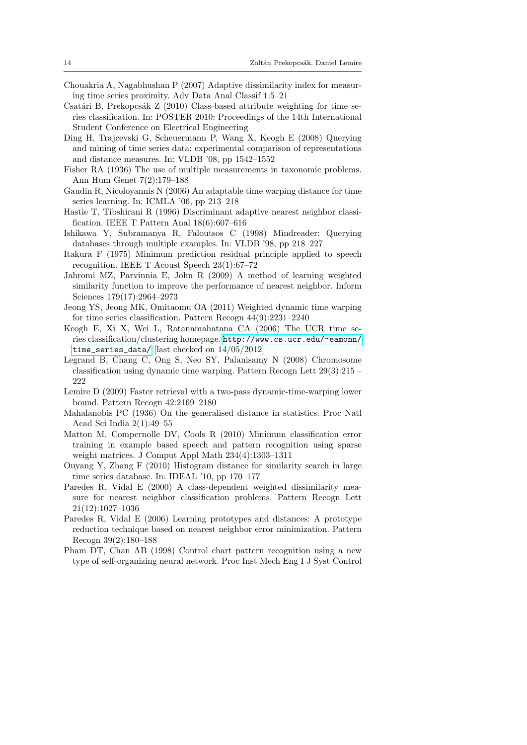Chouakria A, Nagabhushan P (2007) Adaptive dissimilarity index for measuring time series proximity. Adv Data Anal Classif 1:5–21

Csatári B, Prekopcsák Z (2010) Class-based attribute weighting for time series classification. In: POSTER 2010: Proceedings of the 14th International Student Conference on Electrical Engineering

Ding H, Trajcevski G, Scheuermann P, Wang X, Keogh E (2008) Querying and mining of time series data: experimental comparison of representations and distance measures. In: VLDB '08, pp 1542–1552

Fisher RA (1936) The use of multiple measurements in taxonomic problems. Ann Hum Genet 7(2):179–188

Gaudin R, Nicoloyannis N (2006) An adaptable time warping distance for time series learning. In: ICMLA '06, pp 213–218

Hastie T, Tibshirani R (1996) Discriminant adaptive nearest neighbor classification. IEEE T Pattern Anal 18(6):607–616

Ishikawa Y, Subramanya R, Faloutsos C (1998) Mindreader: Querying databases through multiple examples. In: VLDB '98, pp 218–227

Itakura F (1975) Minimum prediction residual principle applied to speech recognition. IEEE T Acoust Speech 23(1):67–72

Jahromi MZ, Parvinnia E, John R (2009) A method of learning weighted similarity function to improve the performance of nearest neighbor. Inform Sciences 179(17):2964–2973

Jeong YS, Jeong MK, Omitaomu OA (2011) Weighted dynamic time warping for time series classification. Pattern Recogn 44(9):2231–2240

Keogh E, Xi X, Wei L, Ratanamahatana CA (2006) The UCR time series classification/clustering homepage. http://www.cs.ucr.edu/~eamonn/time_series_data/ [last checked on 14/05/2012]

Legrand B, Chang C, Ong S, Neo SY, Palanisamy N (2008) Chromosome classification using dynamic time warping. Pattern Recogn Lett 29(3):215 – 222

Lemire D (2009) Faster retrieval with a two-pass dynamic-time-warping lower bound. Pattern Recogn 42:2169–2180

Mahalanobis PC (1936) On the generalised distance in statistics. Proc Natl Acad Sci India 2(1):49–55

Matton M, Compernolle DV, Cools R (2010) Minimum classification error training in example based speech and pattern recognition using sparse weight matrices. J Comput Appl Math 234(4):1303–1311

Ouyang Y, Zhang F (2010) Histogram distance for similarity search in large time series database. In: IDEAL '10, pp 170–177

Paredes R, Vidal E (2000) A class-dependent weighted dissimilarity measure for nearest neighbor classification problems. Pattern Recogn Lett 21(12):1027–1036

Paredes R, Vidal E (2006) Learning prototypes and distances: A prototype reduction technique based on nearest neighbor error minimization. Pattern Recogn 39(2):180–188

Pham DT, Chan AB (1998) Control chart pattern recognition using a new type of self-organizing neural network. Proc Inst Mech Eng I J Syst Control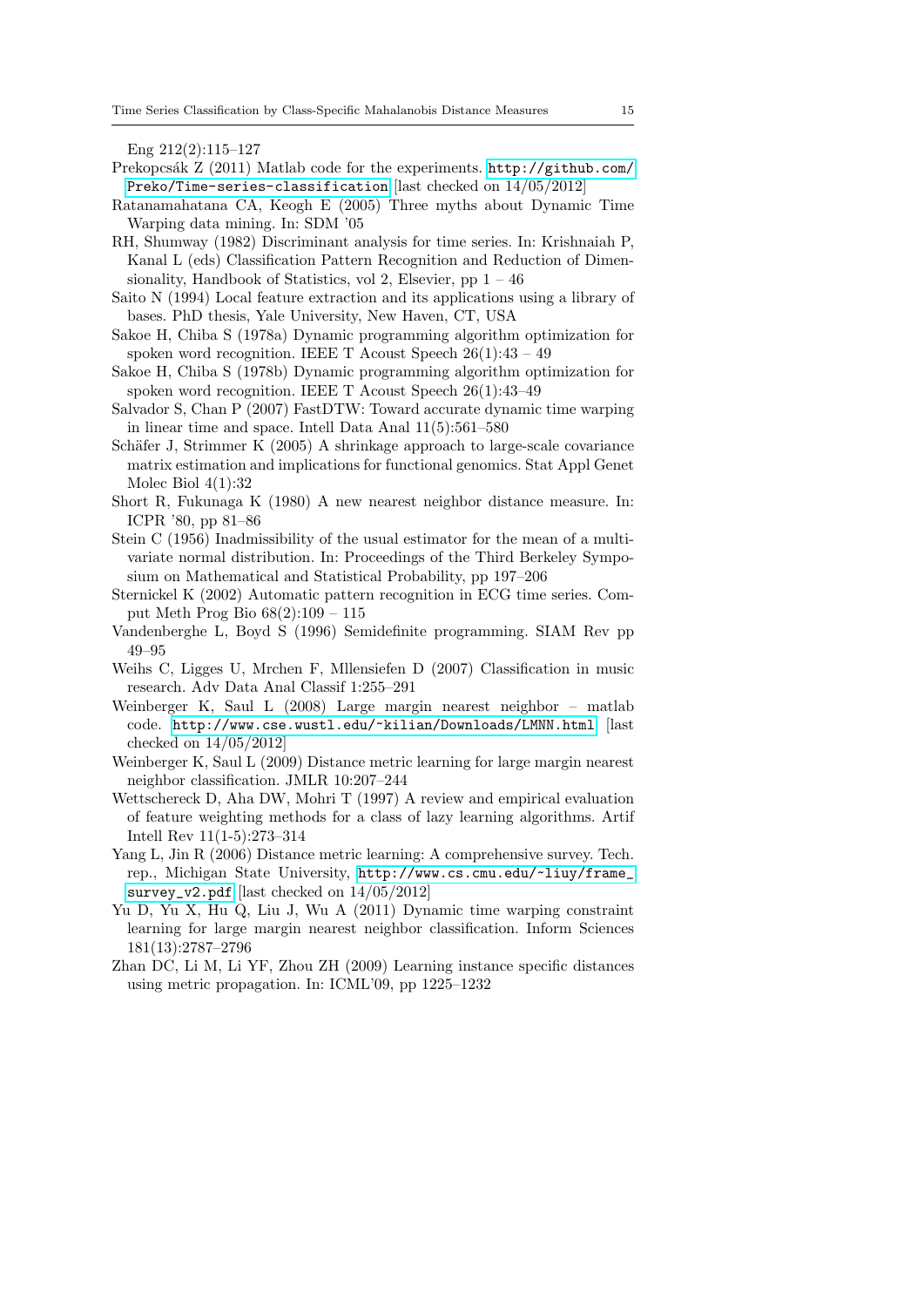Eng 212(2):115–127

Prekopcsák Z (2011) Matlab code for the experiments. http://github.com/Preko/Time-series-classification [last checked on 14/05/2012]

Ratanamahatana CA, Keogh E (2005) Three myths about Dynamic Time Warping data mining. In: SDM '05

RH, Shumway (1982) Discriminant analysis for time series. In: Krishnaiah P, Kanal L (eds) Classification Pattern Recognition and Reduction of Dimensionality, Handbook of Statistics, vol 2, Elsevier, pp 1 – 46

Saito N (1994) Local feature extraction and its applications using a library of bases. PhD thesis, Yale University, New Haven, CT, USA

Sakoe H, Chiba S (1978a) Dynamic programming algorithm optimization for spoken word recognition. IEEE T Acoust Speech 26(1):43 – 49

Sakoe H, Chiba S (1978b) Dynamic programming algorithm optimization for spoken word recognition. IEEE T Acoust Speech 26(1):43–49

Salvador S, Chan P (2007) FastDTW: Toward accurate dynamic time warping in linear time and space. Intell Data Anal 11(5):561–580

Schäfer J, Strimmer K (2005) A shrinkage approach to large-scale covariance matrix estimation and implications for functional genomics. Stat Appl Genet Molec Biol 4(1):32

Short R, Fukunaga K (1980) A new nearest neighbor distance measure. In: ICPR '80, pp 81–86

Stein C (1956) Inadmissibility of the usual estimator for the mean of a multivariate normal distribution. In: Proceedings of the Third Berkeley Symposium on Mathematical and Statistical Probability, pp 197–206

Sternickel K (2002) Automatic pattern recognition in ECG time series. Comput Meth Prog Bio 68(2):109 – 115

Vandenberghe L, Boyd S (1996) Semidefinite programming. SIAM Rev pp 49–95

Weihs C, Ligges U, Mrchen F, Mllensiefen D (2007) Classification in music research. Adv Data Anal Classif 1:255–291

Weinberger K, Saul L (2008) Large margin nearest neighbor – matlab code. http://www.cse.wustl.edu/~kilian/Downloads/LMNN.html [last checked on 14/05/2012]

Weinberger K, Saul L (2009) Distance metric learning for large margin nearest neighbor classification. JMLR 10:207–244

Wettschereck D, Aha DW, Mohri T (1997) A review and empirical evaluation of feature weighting methods for a class of lazy learning algorithms. Artif Intell Rev 11(1-5):273–314

Yang L, Jin R (2006) Distance metric learning: A comprehensive survey. Tech. rep., Michigan State University, http://www.cs.cmu.edu/~liuy/frame_survey_v2.pdf [last checked on 14/05/2012]

Yu D, Yu X, Hu Q, Liu J, Wu A (2011) Dynamic time warping constraint learning for large margin nearest neighbor classification. Inform Sciences 181(13):2787–2796

Zhan DC, Li M, Li YF, Zhou ZH (2009) Learning instance specific distances using metric propagation. In: ICML'09, pp 1225–1232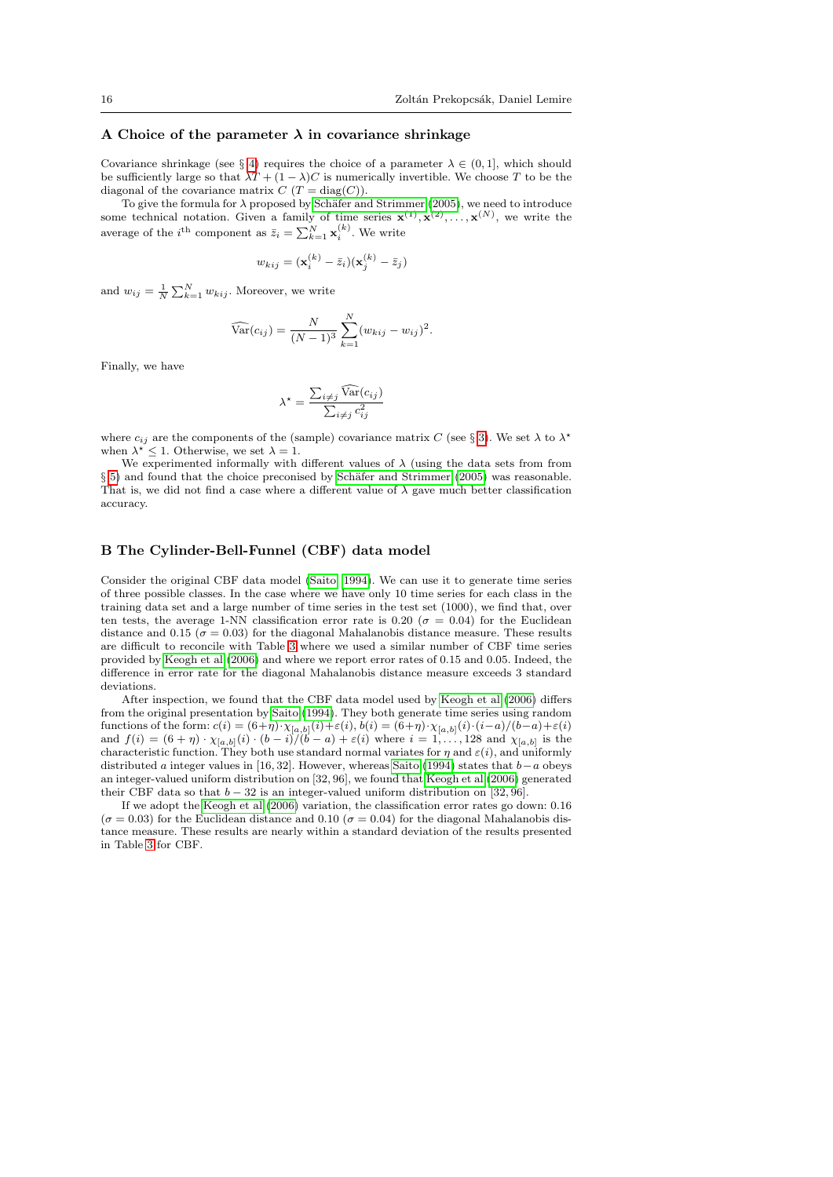## A Choice of the parameter $\lambda$ in covariance shrinkage

Covariance shrinkage (see § 4) requires the choice of a parameter $\lambda \in (0, 1]$, which should be sufficiently large so that $\lambda T + (1 - \lambda)C$ is numerically invertible. We choose $T$ to be the diagonal of the covariance matrix $C$ ($T = \text{diag}(C)$).

To give the formula for $\lambda$ proposed by Schäfer and Strimmer (2005), we need to introduce some technical notation. Given a family of time series $\mathbf{x}^{(1)}, \mathbf{x}^{(2)}, \ldots, \mathbf{x}^{(N)}$, we write the average of the $i^{\text{th}}$ component as $\bar{z}_i = \sum_{k=1}^{N} \mathbf{x}_i^{(k)}$. We write

$$w_{kij} = (\mathbf{x}_i^{(k)} - \bar{z}_i)(\mathbf{x}_j^{(k)} - \bar{z}_j)$$

and $w_{ij} = \frac{1}{N} \sum_{k=1}^{N} w_{kij}$. Moreover, we write

$$\widehat{\text{Var}}(c_{ij}) = \frac{N}{(N-1)^3} \sum_{k=1}^{N} (w_{kij} - w_{ij})^2.$$

Finally, we have

$$\lambda^{\star} = \frac{\sum_{i \neq j} \widehat{\text{Var}}(c_{ij})}{\sum_{i \neq j} c_{ij}^2}$$

where $c_{ij}$ are the components of the (sample) covariance matrix $C$ (see § 3). We set $\lambda$ to $\lambda^{\star}$ when $\lambda^{\star} \leq 1$. Otherwise, we set $\lambda = 1$.

We experimented informally with different values of $\lambda$ (using the data sets from from § 5) and found that the choice preconised by Schäfer and Strimmer (2005) was reasonable. That is, we did not find a case where a different value of $\lambda$ gave much better classification accuracy.

## B The Cylinder-Bell-Funnel (CBF) data model

Consider the original CBF data model (Saito, 1994). We can use it to generate time series of three possible classes. In the case where we have only 10 time series for each class in the training data set and a large number of time series in the test set (1000), we find that, over ten tests, the average 1-NN classification error rate is 0.20 ($\sigma = 0.04$) for the Euclidean distance and 0.15 ($\sigma = 0.03$) for the diagonal Mahalanobis distance measure. These results are difficult to reconcile with Table 3 where we used a similar number of CBF time series provided by Keogh et al (2006) and where we report error rates of 0.15 and 0.05. Indeed, the difference in error rate for the diagonal Mahalanobis distance measure exceeds 3 standard deviations.

After inspection, we found that the CBF data model used by Keogh et al (2006) differs from the original presentation by Saito (1994). They both generate time series using random functions of the form: $c(i) = (6+\eta) \cdot \chi_{[a,b]}(i) + \varepsilon(i)$, $b(i) = (6+\eta) \cdot \chi_{[a,b]}(i) \cdot (i-a)/(b-a) + \varepsilon(i)$ and $f(i) = (6 + \eta) \cdot \chi_{[a,b]}(i) \cdot (b - i)/(b - a) + \varepsilon(i)$ where $i = 1, \ldots, 128$ and $\chi_{[a,b]}$ is the characteristic function. They both use standard normal variates for $\eta$ and $\varepsilon(i)$, and uniformly distributed $a$ integer values in $[16, 32]$. However, whereas Saito (1994) states that $b-a$ obeys an integer-valued uniform distribution on $[32, 96]$, we found that Keogh et al (2006) generated their CBF data so that $b - 32$ is an integer-valued uniform distribution on $[32, 96]$.

If we adopt the Keogh et al (2006) variation, the classification error rates go down: 0.16 ($\sigma = 0.03$) for the Euclidean distance and 0.10 ($\sigma = 0.04$) for the diagonal Mahalanobis distance measure. These results are nearly within a standard deviation of the results presented in Table 3 for CBF.